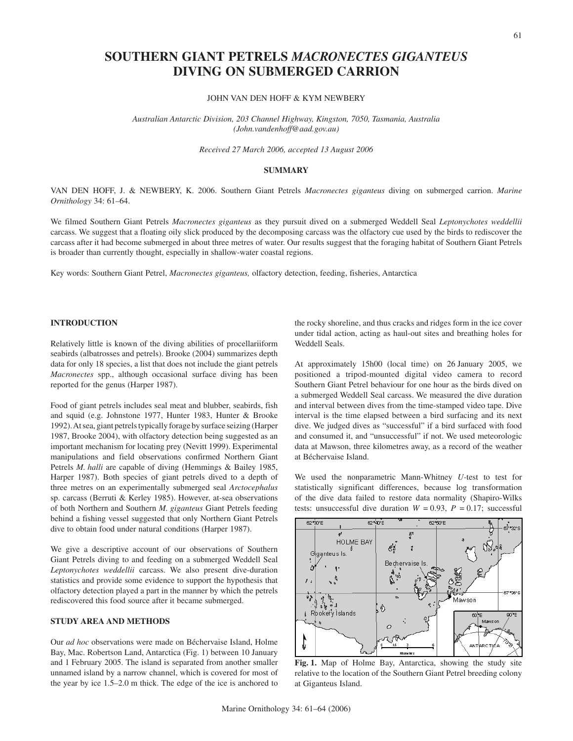# SOUTHERN GIANT PETRELS *MACRONECTES GIGANTEUS* DIVING ON SUBMERGED CARRION

JOHN VAN DEN HOFF & KYM NEWBERY

*Australian Antarctic Division, 203 Channel Highway, Kingston, 7050, Tasmania, Australia (John.vandenhoff@aad.gov.au)*

*Received 27 March 2006, accepted 13 August 2006*

## SUMMARY

VAN DEN HOFF, J. & NEWBERY, K. 2006. Southern Giant Petrels *Macronectes giganteus* diving on submerged carrion. *Marine Ornithology* 34: 61–64.

We filmed Southern Giant Petrels *Macronectes giganteus* as they pursuit dived on a submerged Weddell Seal *Leptonychotes weddellii* carcass. We suggest that a floating oily slick produced by the decomposing carcass was the olfactory cue used by the birds to rediscover the carcass after it had become submerged in about three metres of water. Our results suggest that the foraging habitat of Southern Giant Petrels is broader than currently thought, especially in shallow-water coastal regions.

Key words: Southern Giant Petrel, *Macronectes giganteus,* olfactory detection, feeding, fisheries, Antarctica

## INTRODUCTION

Relatively little is known of the diving abilities of procellariiform seabirds (albatrosses and petrels). Brooke (2004) summarizes depth data for only 18 species, a list that does not include the giant petrels *Macronectes* spp., although occasional surface diving has been reported for the genus (Harper 1987).

Food of giant petrels includes seal meat and blubber, seabirds, fish and squid (e.g. Johnstone 1977, Hunter 1983, Hunter & Brooke 1992). At sea, giant petrels typically forage by surface seizing (Harper 1987, Brooke 2004), with olfactory detection being suggested as an important mechanism for locating prey (Nevitt 1999). Experimental manipulations and field observations confirmed Northern Giant Petrels *M. halli* are capable of diving (Hemmings & Bailey 1985, Harper 1987). Both species of giant petrels dived to a depth of three metres on an experimentally submerged seal *Arctocephalus* sp. carcass (Berruti & Kerley 1985). However, at-sea observations of both Northern and Southern *M. giganteus* Giant Petrels feeding behind a fishing vessel suggested that only Northern Giant Petrels dive to obtain food under natural conditions (Harper 1987).

We give a descriptive account of our observations of Southern Giant Petrels diving to and feeding on a submerged Weddell Seal *Leptonychotes weddellii* carcass. We also present dive-duration statistics and provide some evidence to support the hypothesis that olfactory detection played a part in the manner by which the petrels rediscovered this food source after it became submerged.

## STUDY AREA AND METHODS

Our *ad hoc* observations were made on Béchervaise Island, Holme Bay, Mac. Robertson Land, Antarctica (Fig. 1) between 10 January and 1 February 2005. The island is separated from another smaller unnamed island by a narrow channel, which is covered for most of the year by ice 1.5–2.0 m thick. The edge of the ice is anchored to the rocky shoreline, and thus cracks and ridges form in the ice cover under tidal action, acting as haul-out sites and breathing holes for Weddell Seals.

At approximately 15h00 (local time) on 26 January 2005, we positioned a tripod-mounted digital video camera to record Southern Giant Petrel behaviour for one hour as the birds dived on a submerged Weddell Seal carcass. We measured the dive duration and interval between dives from the time-stamped video tape. Dive interval is the time elapsed between a bird surfacing and its next dive. We judged dives as "successful" if a bird surfaced with food and consumed it, and "unsuccessful" if not. We used meteorologic data at Mawson, three kilometres away, as a record of the weather at Béchervaise Island.

We used the nonparametric Mann-Whitney *U*-test to test for statistically significant differences, because log transformation of the dive data failed to restore data normality (Shapiro-Wilks tests: unsuccessful dive duration $W = 0.93$, $P = 0.17$; successful

**Fig. 1.** Map of Holme Bay, Antarctica, showing the study site relative to the location of the Southern Giant Petrel breeding colony at Giganteus Island.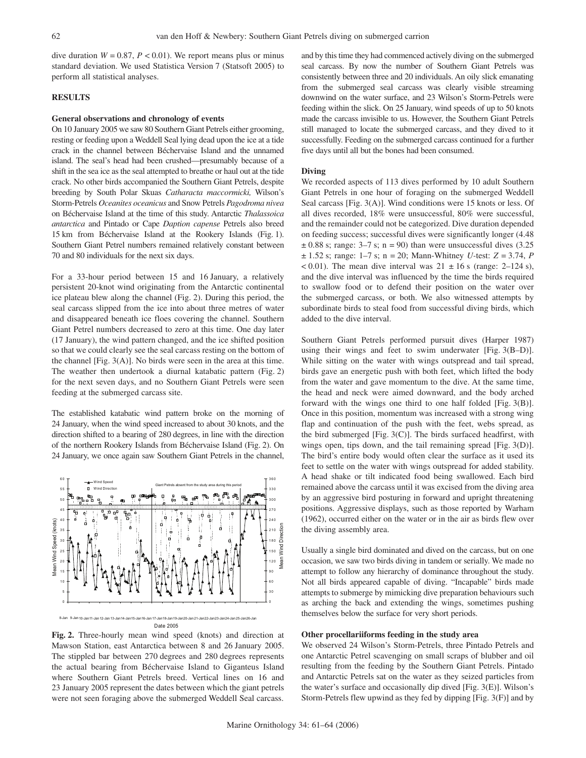dive duration $W = 0.87$, $P < 0.01$). We report means plus or minus standard deviation. We used Statistica Version 7 (Statsoft 2005) to perform all statistical analyses.

## RESULTS

### General observations and chronology of events

On 10 January 2005 we saw 80 Southern Giant Petrels either grooming, resting or feeding upon a Weddell Seal lying dead upon the ice at a tide crack in the channel between Béchervaise Island and the unnamed island. The seal's head had been crushed—presumably because of a shift in the sea ice as the seal attempted to breathe or haul out at the tide crack. No other birds accompanied the Southern Giant Petrels, despite breeding by South Polar Skuas *Catharacta maccormicki,* Wilson's Storm-Petrels *Oceanites oceanicus* and Snow Petrels *Pagodroma nivea* on Béchervaise Island at the time of this study. Antarctic *Thalassoica antarctica* and Pintado or Cape *Daption capense* Petrels also breed 15 km from Béchervaise Island at the Rookery Islands (Fig. 1). Southern Giant Petrel numbers remained relatively constant between 70 and 80 individuals for the next six days.

For a 33-hour period between 15 and 16 January, a relatively persistent 20-knot wind originating from the Antarctic continental ice plateau blew along the channel (Fig. 2). During this period, the seal carcass slipped from the ice into about three metres of water and disappeared beneath ice floes covering the channel. Southern Giant Petrel numbers decreased to zero at this time. One day later (17 January), the wind pattern changed, and the ice shifted position so that we could clearly see the seal carcass resting on the bottom of the channel [Fig. 3(A)]. No birds were seen in the area at this time. The weather then undertook a diurnal katabatic pattern (Fig. 2) for the next seven days, and no Southern Giant Petrels were seen feeding at the submerged carcass site.

The established katabatic wind pattern broke on the morning of 24 January, when the wind speed increased to about 30 knots, and the direction shifted to a bearing of 280 degrees, in line with the direction of the northern Rookery Islands from Béchervaise Island (Fig. 2). On 24 January, we once again saw Southern Giant Petrels in the channel, and by this time they had commenced actively diving on the submerged seal carcass. By now the number of Southern Giant Petrels was consistently between three and 20 individuals. An oily slick emanating from the submerged seal carcass was clearly visible streaming downwind on the water surface, and 23 Wilson's Storm-Petrels were feeding within the slick. On 25 January, wind speeds of up to 50 knots made the carcass invisible to us. However, the Southern Giant Petrels still managed to locate the submerged carcass, and they dived to it successfully. Feeding on the submerged carcass continued for a further five days until all but the bones had been consumed.

**Fig. 2.** Three-hourly mean wind speed (knots) and direction at Mawson Station, east Antarctica between 8 and 26 January 2005. The stippled bar between 270 degrees and 280 degrees represents the actual bearing from Béchervaise Island to Giganteus Island where Southern Giant Petrels breed. Vertical lines on 16 and 23 January 2005 represent the dates between which the giant petrels were not seen foraging above the submerged Weddell Seal carcass.

### Diving

We recorded aspects of 113 dives performed by 10 adult Southern Giant Petrels in one hour of foraging on the submerged Weddell Seal carcass [Fig. 3(A)]. Wind conditions were 15 knots or less. Of all dives recorded, 18% were unsuccessful, 80% were successful, and the remainder could not be categorized. Dive duration depended on feeding success; successful dives were significantly longer (4.48 $\pm$ 0.88 s; range: 3–7 s; n = 90) than were unsuccessful dives (3.25 $\pm$ 1.52 s; range: 1–7 s; n = 20; Mann-Whitney *U*-test: $Z = 3.74$, $P < 0.01$). The mean dive interval was 21 $\pm$ 16 s (range: 2–124 s), and the dive interval was influenced by the time the birds required to swallow food or to defend their position on the water over the submerged carcass, or both. We also witnessed attempts by subordinate birds to steal food from successful diving birds, which added to the dive interval.

Southern Giant Petrels performed pursuit dives (Harper 1987) using their wings and feet to swim underwater [Fig. 3(B–D)]. While sitting on the water with wings outspread and tail spread, birds gave an energetic push with both feet, which lifted the body from the water and gave momentum to the dive. At the same time, the head and neck were aimed downward, and the body arched forward with the wings one third to one half folded [Fig. 3(B)]. Once in this position, momentum was increased with a strong wing flap and continuation of the push with the feet, webs spread, as the bird submerged [Fig. 3(C)]. The birds surfaced headfirst, with wings open, tips down, and the tail remaining spread [Fig. 3(D)]. The bird's entire body would often clear the surface as it used its feet to settle on the water with wings outspread for added stability. A head shake or tilt indicated food being swallowed. Each bird remained above the carcass until it was excised from the diving area by an aggressive bird posturing in forward and upright threatening positions. Aggressive displays, such as those reported by Warham (1962), occurred either on the water or in the air as birds flew over the diving assembly area.

Usually a single bird dominated and dived on the carcass, but on one occasion, we saw two birds diving in tandem or serially. We made no attempt to follow any hierarchy of dominance throughout the study. Not all birds appeared capable of diving. "Incapable" birds made attempts to submerge by mimicking dive preparation behaviours such as arching the back and extending the wings, sometimes pushing themselves below the surface for very short periods.

### Other procellariiforms feeding in the study area

We observed 24 Wilson's Storm-Petrels, three Pintado Petrels and one Antarctic Petrel scavenging on small scraps of blubber and oil resulting from the feeding by the Southern Giant Petrels. Pintado and Antarctic Petrels sat on the water as they seized particles from the water's surface and occasionally dip dived [Fig. 3(E)]. Wilson's Storm-Petrels flew upwind as they fed by dipping [Fig. 3(F)] and by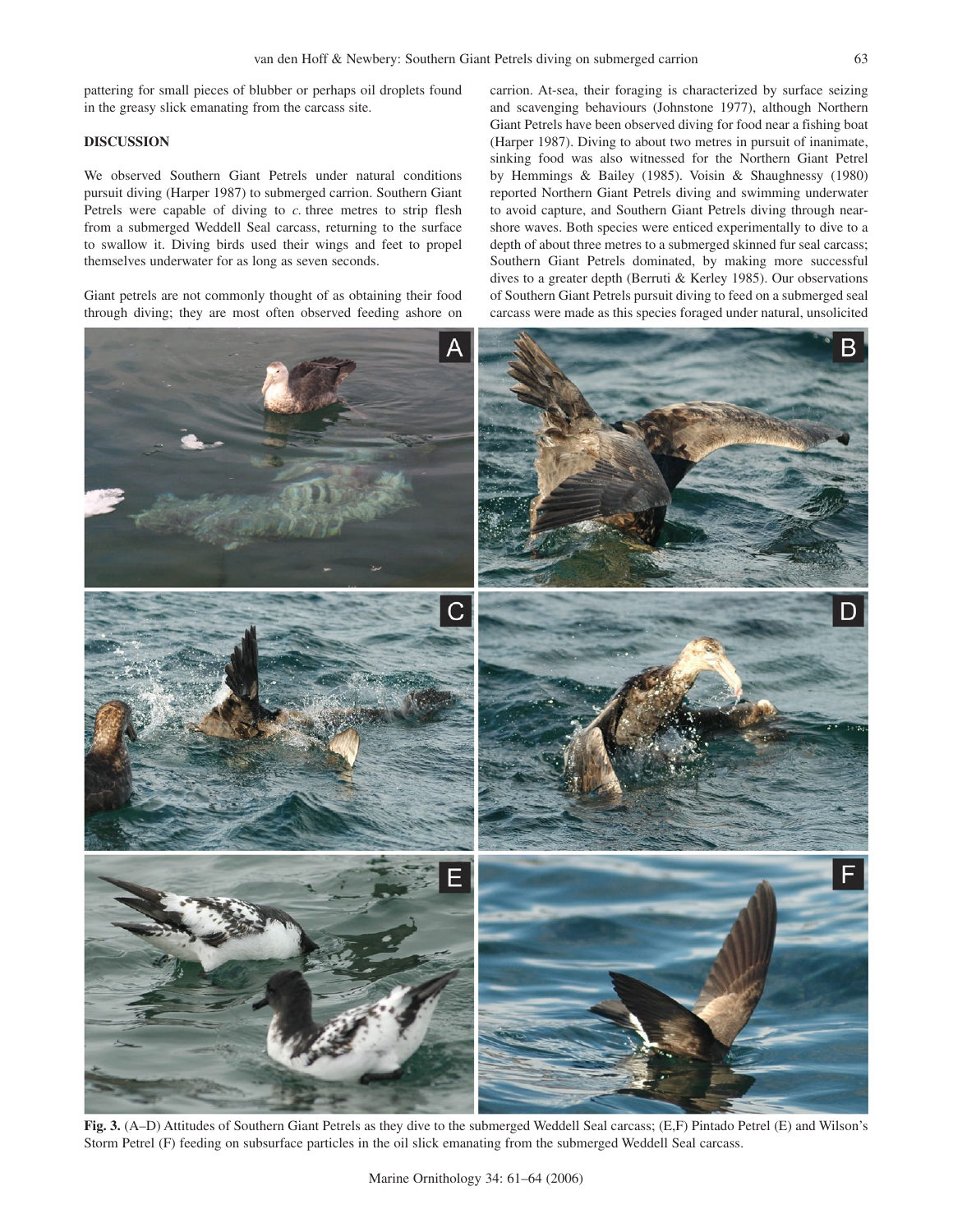pattering for small pieces of blubber or perhaps oil droplets found in the greasy slick emanating from the carcass site.

## DISCUSSION

We observed Southern Giant Petrels under natural conditions pursuit diving (Harper 1987) to submerged carrion. Southern Giant Petrels were capable of diving to *c.* three metres to strip flesh from a submerged Weddell Seal carcass, returning to the surface to swallow it. Diving birds used their wings and feet to propel themselves underwater for as long as seven seconds.

Giant petrels are not commonly thought of as obtaining their food through diving; they are most often observed feeding ashore on carrion. At-sea, their foraging is characterized by surface seizing and scavenging behaviours (Johnstone 1977), although Northern Giant Petrels have been observed diving for food near a fishing boat (Harper 1987). Diving to about two metres in pursuit of inanimate, sinking food was also witnessed for the Northern Giant Petrel by Hemmings & Bailey (1985). Voisin & Shaughnessy (1980) reported Northern Giant Petrels diving and swimming underwater to avoid capture, and Southern Giant Petrels diving through near-shore waves. Both species were enticed experimentally to dive to a depth of about three metres to a submerged skinned fur seal carcass; Southern Giant Petrels dominated, by making more successful dives to a greater depth (Berruti & Kerley 1985). Our observations of Southern Giant Petrels pursuit diving to feed on a submerged seal carcass were made as this species foraged under natural, unsolicited

**Fig. 3.** (A–D) Attitudes of Southern Giant Petrels as they dive to the submerged Weddell Seal carcass; (E,F) Pintado Petrel (E) and Wilson's Storm Petrel (F) feeding on subsurface particles in the oil slick emanating from the submerged Weddell Seal carcass.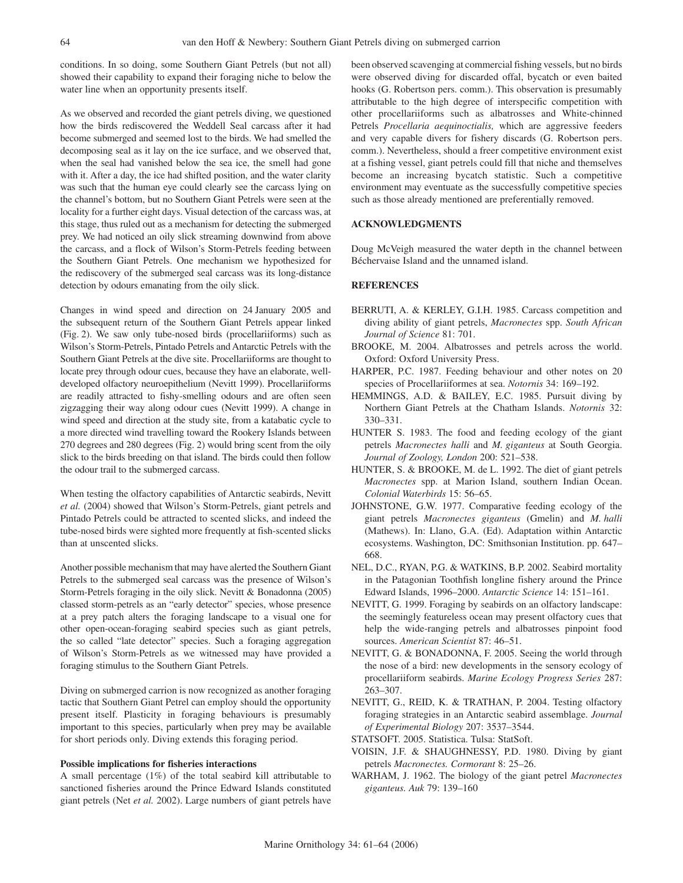conditions. In so doing, some Southern Giant Petrels (but not all) showed their capability to expand their foraging niche to below the water line when an opportunity presents itself.

As we observed and recorded the giant petrels diving, we questioned how the birds rediscovered the Weddell Seal carcass after it had become submerged and seemed lost to the birds. We had smelled the decomposing seal as it lay on the ice surface, and we observed that, when the seal had vanished below the sea ice, the smell had gone with it. After a day, the ice had shifted position, and the water clarity was such that the human eye could clearly see the carcass lying on the channel's bottom, but no Southern Giant Petrels were seen at the locality for a further eight days. Visual detection of the carcass was, at this stage, thus ruled out as a mechanism for detecting the submerged prey. We had noticed an oily slick streaming downwind from above the carcass, and a flock of Wilson's Storm-Petrels feeding between the Southern Giant Petrels. One mechanism we hypothesized for the rediscovery of the submerged seal carcass was its long-distance detection by odours emanating from the oily slick.

Changes in wind speed and direction on 24 January 2005 and the subsequent return of the Southern Giant Petrels appear linked (Fig. 2). We saw only tube-nosed birds (procellariiforms) such as Wilson's Storm-Petrels, Pintado Petrels and Antarctic Petrels with the Southern Giant Petrels at the dive site. Procellariiforms are thought to locate prey through odour cues, because they have an elaborate, well-developed olfactory neuroepithelium (Nevitt 1999). Procellariiforms are readily attracted to fishy-smelling odours and are often seen zigzagging their way along odour cues (Nevitt 1999). A change in wind speed and direction at the study site, from a katabatic cycle to a more directed wind travelling toward the Rookery Islands between 270 degrees and 280 degrees (Fig. 2) would bring scent from the oily slick to the birds breeding on that island. The birds could then follow the odour trail to the submerged carcass.

When testing the olfactory capabilities of Antarctic seabirds, Nevitt *et al.* (2004) showed that Wilson's Storm-Petrels, giant petrels and Pintado Petrels could be attracted to scented slicks, and indeed the tube-nosed birds were sighted more frequently at fish-scented slicks than at unscented slicks.

Another possible mechanism that may have alerted the Southern Giant Petrels to the submerged seal carcass was the presence of Wilson's Storm-Petrels foraging in the oily slick. Nevitt & Bonadonna (2005) classed storm-petrels as an "early detector" species, whose presence at a prey patch alters the foraging landscape to a visual one for other open-ocean-foraging seabird species such as giant petrels, the so called "late detector" species. Such a foraging aggregation of Wilson's Storm-Petrels as we witnessed may have provided a foraging stimulus to the Southern Giant Petrels.

Diving on submerged carrion is now recognized as another foraging tactic that Southern Giant Petrel can employ should the opportunity present itself. Plasticity in foraging behaviours is presumably important to this species, particularly when prey may be available for short periods only. Diving extends this foraging period.

**Possible implications for fisheries interactions**

A small percentage (1%) of the total seabird kill attributable to sanctioned fisheries around the Prince Edward Islands constituted giant petrels (Net *et al.* 2002). Large numbers of giant petrels have been observed scavenging at commercial fishing vessels, but no birds were observed diving for discarded offal, bycatch or even baited hooks (G. Robertson pers. comm.). This observation is presumably attributable to the high degree of interspecific competition with other procellariiforms such as albatrosses and White-chinned Petrels *Procellaria aequinoctialis,* which are aggressive feeders and very capable divers for fishery discards (G. Robertson pers. comm.). Nevertheless, should a freer competitive environment exist at a fishing vessel, giant petrels could fill that niche and themselves become an increasing bycatch statistic. Such a competitive environment may eventuate as the successfully competitive species such as those already mentioned are preferentially removed.

## ACKNOWLEDGMENTS

Doug McVeigh measured the water depth in the channel between Béchervaise Island and the unnamed island.

## REFERENCES

BERRUTI, A. & KERLEY, G.I.H. 1985. Carcass competition and diving ability of giant petrels, *Macronectes* spp. *South African Journal of Science* 81: 701.

BROOKE, M. 2004. Albatrosses and petrels across the world. Oxford: Oxford University Press.

HARPER, P.C. 1987. Feeding behaviour and other notes on 20 species of Procellariiformes at sea. *Notornis* 34: 169–192.

HEMMINGS, A.D. & BAILEY, E.C. 1985. Pursuit diving by Northern Giant Petrels at the Chatham Islands. *Notornis* 32: 330–331.

HUNTER S. 1983. The food and feeding ecology of the giant petrels *Macronectes halli* and *M. giganteus* at South Georgia. *Journal of Zoology, London* 200: 521–538.

HUNTER, S. & BROOKE, M. de L. 1992. The diet of giant petrels *Macronectes* spp. at Marion Island, southern Indian Ocean. *Colonial Waterbirds* 15: 56–65.

JOHNSTONE, G.W. 1977. Comparative feeding ecology of the giant petrels *Macronectes giganteus* (Gmelin) and *M. halli* (Mathews). In: Llano, G.A. (Ed). Adaptation within Antarctic ecosystems. Washington, DC: Smithsonian Institution. pp. 647–668.

NEL, D.C., RYAN, P.G. & WATKINS, B.P. 2002. Seabird mortality in the Patagonian Toothfish longline fishery around the Prince Edward Islands, 1996–2000. *Antarctic Science* 14: 151–161.

NEVITT, G. 1999. Foraging by seabirds on an olfactory landscape: the seemingly featureless ocean may present olfactory cues that help the wide-ranging petrels and albatrosses pinpoint food sources. *American Scientist* 87: 46–51.

NEVITT, G. & BONADONNA, F. 2005. Seeing the world through the nose of a bird: new developments in the sensory ecology of procellariiform seabirds. *Marine Ecology Progress Series* 287: 263–307.

NEVITT, G., REID, K. & TRATHAN, P. 2004. Testing olfactory foraging strategies in an Antarctic seabird assemblage. *Journal of Experimental Biology* 207: 3537–3544.

STATSOFT. 2005. Statistica. Tulsa: StatSoft.

VOISIN, J.F. & SHAUGHNESSY, P.D. 1980. Diving by giant petrels *Macronectes. Cormorant* 8: 25–26.

WARHAM, J. 1962. The biology of the giant petrel *Macronectes giganteus. Auk* 79: 139–160